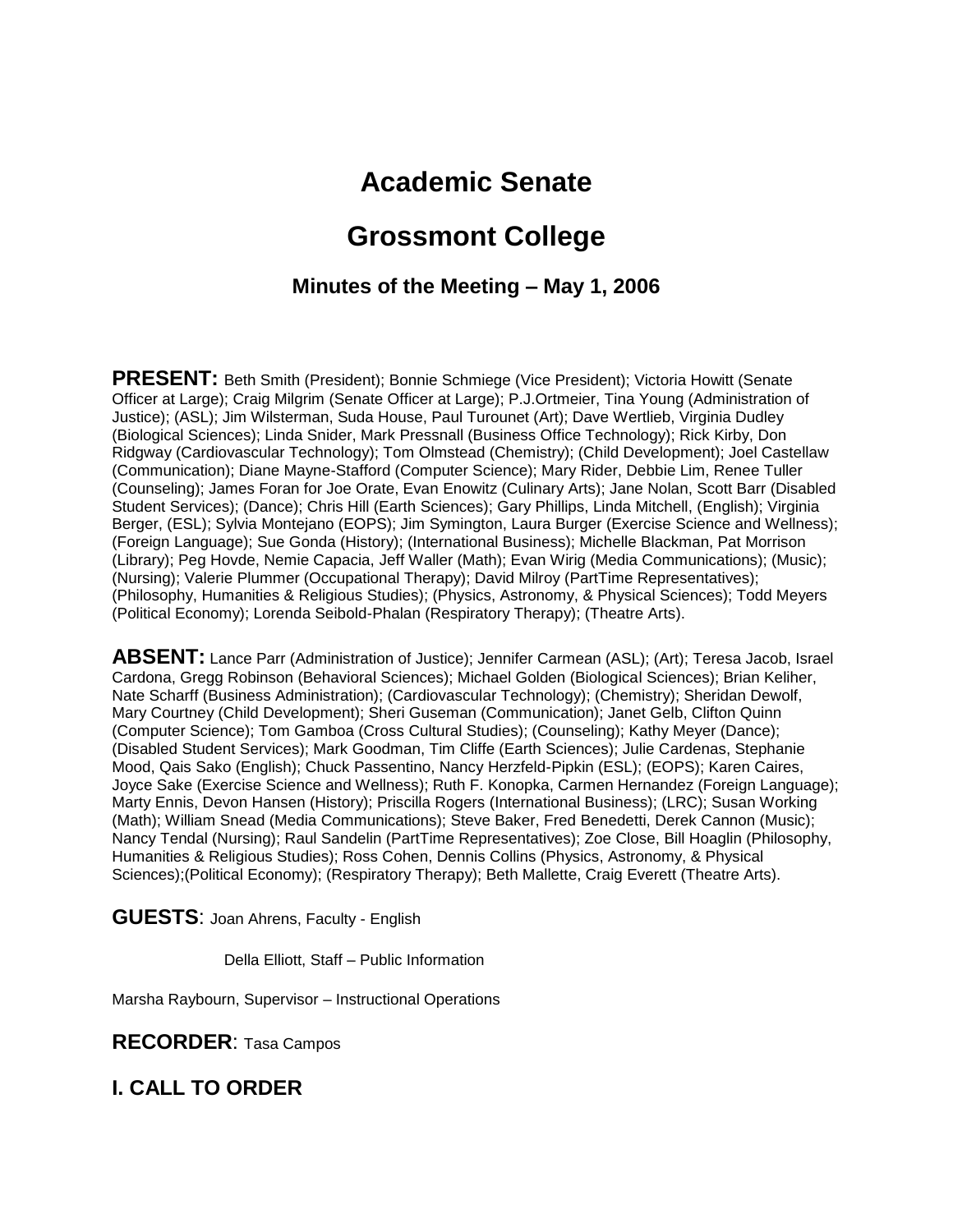# Academic Senate

# Grossmont College

### Minutes of the Meeting – May 1, 2006

**PRESENT:** Beth Smith (President); Bonnie Schmiege (Vice President); Victoria Howitt (Senate Officer at Large); Craig Milgrim (Senate Officer at Large); P.J.Ortmeier, Tina Young (Administration of Justice); (ASL); Jim Wilsterman, Suda House, Paul Turounet (Art); Dave Wertlieb, Virginia Dudley (Biological Sciences); Linda Snider, Mark Pressnall (Business Office Technology); Rick Kirby, Don Ridgway (Cardiovascular Technology); Tom Olmstead (Chemistry); (Child Development); Joel Castellaw (Communication); Diane Mayne-Stafford (Computer Science); Mary Rider, Debbie Lim, Renee Tuller (Counseling); James Foran for Joe Orate, Evan Enowitz (Culinary Arts); Jane Nolan, Scott Barr (Disabled Student Services); (Dance); Chris Hill (Earth Sciences); Gary Phillips, Linda Mitchell, (English); Virginia Berger, (ESL); Sylvia Montejano (EOPS); Jim Symington, Laura Burger (Exercise Science and Wellness); (Foreign Language); Sue Gonda (History); (International Business); Michelle Blackman, Pat Morrison (Library); Peg Hovde, Nemie Capacia, Jeff Waller (Math); Evan Wirig (Media Communications); (Music); (Nursing); Valerie Plummer (Occupational Therapy); David Milroy (PartTime Representatives); (Philosophy, Humanities & Religious Studies); (Physics, Astronomy, & Physical Sciences); Todd Meyers (Political Economy); Lorenda Seibold-Phalan (Respiratory Therapy); (Theatre Arts).

**ABSENT:** Lance Parr (Administration of Justice); Jennifer Carmean (ASL); (Art); Teresa Jacob, Israel Cardona, Gregg Robinson (Behavioral Sciences); Michael Golden (Biological Sciences); Brian Keliher, Nate Scharff (Business Administration); (Cardiovascular Technology); (Chemistry); Sheridan Dewolf, Mary Courtney (Child Development); Sheri Guseman (Communication); Janet Gelb, Clifton Quinn (Computer Science); Tom Gamboa (Cross Cultural Studies); (Counseling); Kathy Meyer (Dance); (Disabled Student Services); Mark Goodman, Tim Cliffe (Earth Sciences); Julie Cardenas, Stephanie Mood, Qais Sako (English); Chuck Passentino, Nancy Herzfeld-Pipkin (ESL); (EOPS); Karen Caires, Joyce Sake (Exercise Science and Wellness); Ruth F. Konopka, Carmen Hernandez (Foreign Language); Marty Ennis, Devon Hansen (History); Priscilla Rogers (International Business); (LRC); Susan Working (Math); William Snead (Media Communications); Steve Baker, Fred Benedetti, Derek Cannon (Music); Nancy Tendal (Nursing); Raul Sandelin (PartTime Representatives); Zoe Close, Bill Hoaglin (Philosophy, Humanities & Religious Studies); Ross Cohen, Dennis Collins (Physics, Astronomy, & Physical Sciences);(Political Economy); (Respiratory Therapy); Beth Mallette, Craig Everett (Theatre Arts).

**GUESTS**: Joan Ahrens, Faculty - English

Della Elliott, Staff – Public Information

Marsha Raybourn, Supervisor – Instructional Operations

**RECORDER**: Tasa Campos

## I. CALL TO ORDER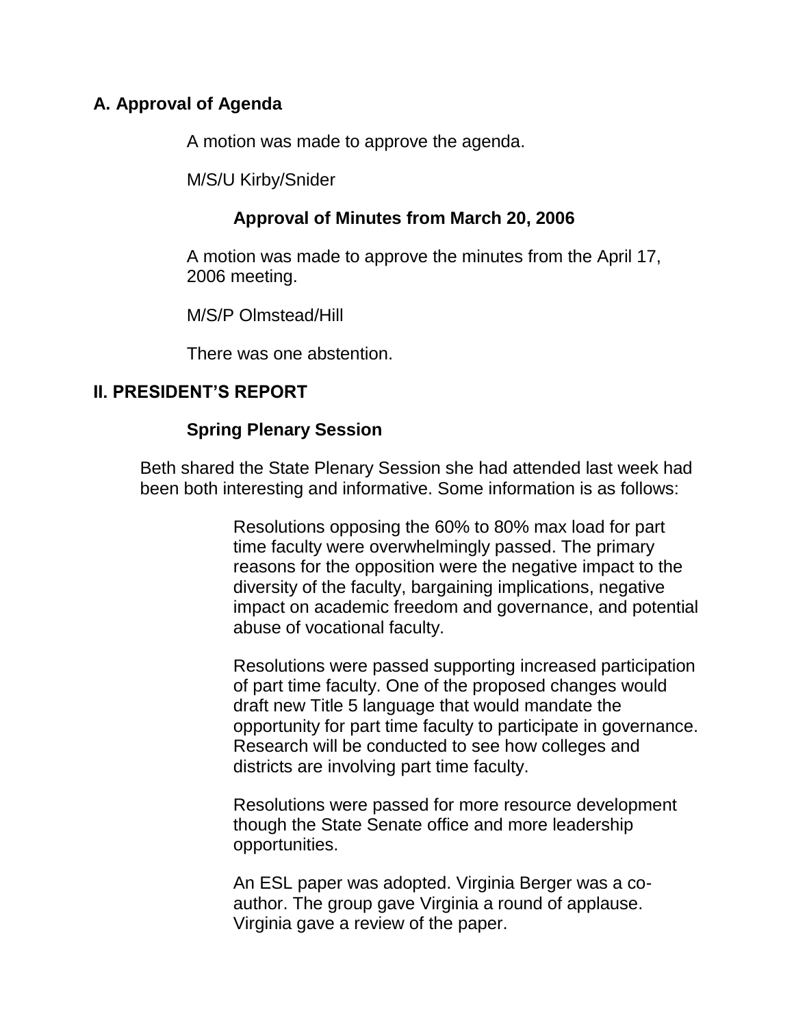## A. Approval of Agenda

A motion was made to approve the agenda.

M/S/U Kirby/Snider

**Approval of Minutes from March 20, 2006**

A motion was made to approve the minutes from the April 17, 2006 meeting.

M/S/P Olmstead/Hill

There was one abstention.

## II. PRESIDENT'S REPORT

**Spring Plenary Session**

Beth shared the State Plenary Session she had attended last week had been both interesting and informative. Some information is as follows:

Resolutions opposing the 60% to 80% max load for part time faculty were overwhelmingly passed. The primary reasons for the opposition were the negative impact to the diversity of the faculty, bargaining implications, negative impact on academic freedom and governance, and potential abuse of vocational faculty.

Resolutions were passed supporting increased participation of part time faculty. One of the proposed changes would draft new Title 5 language that would mandate the opportunity for part time faculty to participate in governance. Research will be conducted to see how colleges and districts are involving part time faculty.

Resolutions were passed for more resource development though the State Senate office and more leadership opportunities.

An ESL paper was adopted. Virginia Berger was a co-author. The group gave Virginia a round of applause. Virginia gave a review of the paper.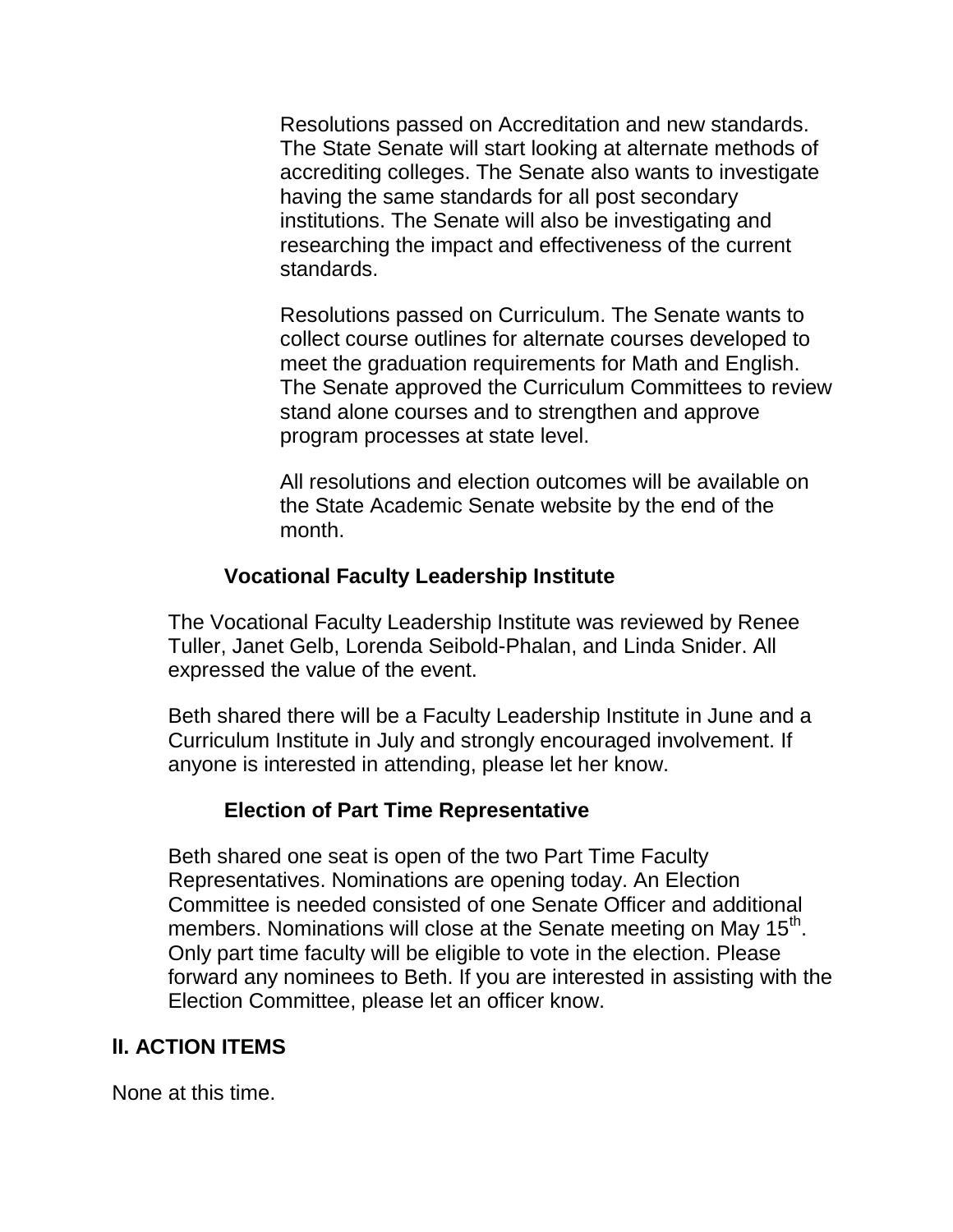Resolutions passed on Accreditation and new standards. The State Senate will start looking at alternate methods of accrediting colleges. The Senate also wants to investigate having the same standards for all post secondary institutions. The Senate will also be investigating and researching the impact and effectiveness of the current standards.

Resolutions passed on Curriculum. The Senate wants to collect course outlines for alternate courses developed to meet the graduation requirements for Math and English. The Senate approved the Curriculum Committees to review stand alone courses and to strengthen and approve program processes at state level.

All resolutions and election outcomes will be available on the State Academic Senate website by the end of the month.

**Vocational Faculty Leadership Institute**

The Vocational Faculty Leadership Institute was reviewed by Renee Tuller, Janet Gelb, Lorenda Seibold-Phalan, and Linda Snider. All expressed the value of the event.

Beth shared there will be a Faculty Leadership Institute in June and a Curriculum Institute in July and strongly encouraged involvement. If anyone is interested in attending, please let her know.

**Election of Part Time Representative**

Beth shared one seat is open of the two Part Time Faculty Representatives. Nominations are opening today. An Election Committee is needed consisted of one Senate Officer and additional members. Nominations will close at the Senate meeting on May 15th. Only part time faculty will be eligible to vote in the election. Please forward any nominees to Beth. If you are interested in assisting with the Election Committee, please let an officer know.

## II. ACTION ITEMS

None at this time.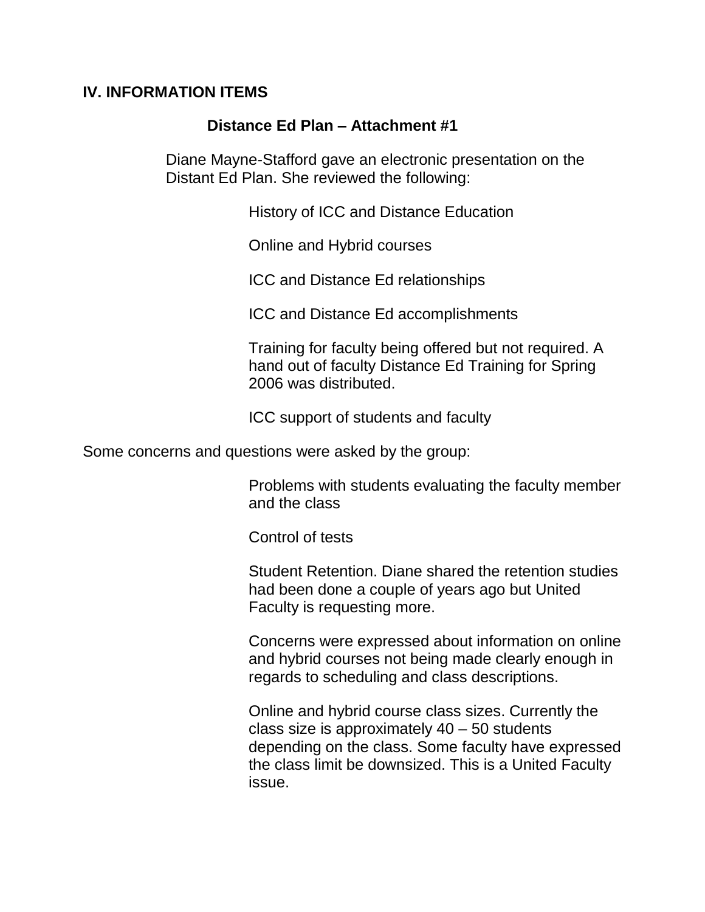## IV. INFORMATION ITEMS

### Distance Ed Plan – Attachment #1

Diane Mayne-Stafford gave an electronic presentation on the Distant Ed Plan. She reviewed the following:

- History of ICC and Distance Education
- Online and Hybrid courses
- ICC and Distance Ed relationships
- ICC and Distance Ed accomplishments
- Training for faculty being offered but not required. A hand out of faculty Distance Ed Training for Spring 2006 was distributed.
- ICC support of students and faculty

Some concerns and questions were asked by the group:

- Problems with students evaluating the faculty member and the class
- Control of tests
- Student Retention. Diane shared the retention studies had been done a couple of years ago but United Faculty is requesting more.
- Concerns were expressed about information on online and hybrid courses not being made clearly enough in regards to scheduling and class descriptions.
- Online and hybrid course class sizes. Currently the class size is approximately 40 – 50 students depending on the class. Some faculty have expressed the class limit be downsized. This is a United Faculty issue.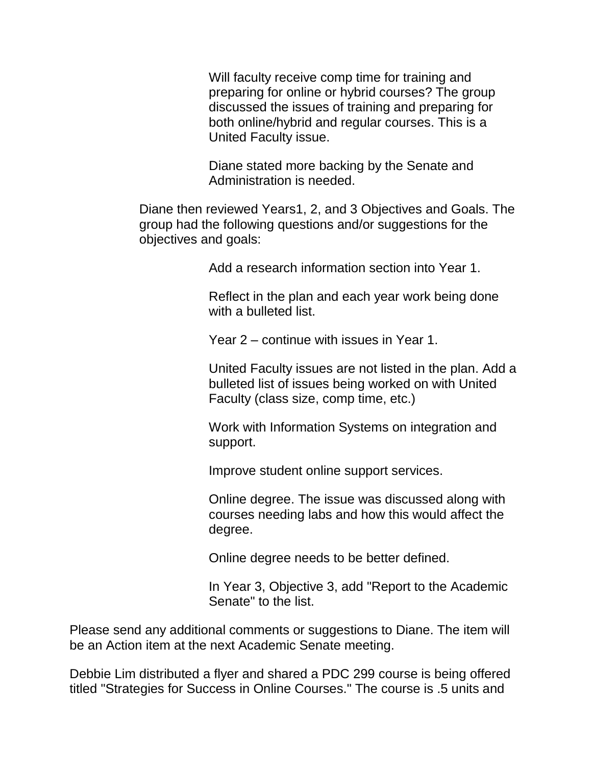Will faculty receive comp time for training and preparing for online or hybrid courses? The group discussed the issues of training and preparing for both online/hybrid and regular courses. This is a United Faculty issue.

Diane stated more backing by the Senate and Administration is needed.

Diane then reviewed Years1, 2, and 3 Objectives and Goals. The group had the following questions and/or suggestions for the objectives and goals:

Add a research information section into Year 1.

Reflect in the plan and each year work being done with a bulleted list.

Year 2 – continue with issues in Year 1.

United Faculty issues are not listed in the plan. Add a bulleted list of issues being worked on with United Faculty (class size, comp time, etc.)

Work with Information Systems on integration and support.

Improve student online support services.

Online degree. The issue was discussed along with courses needing labs and how this would affect the degree.

Online degree needs to be better defined.

In Year 3, Objective 3, add "Report to the Academic Senate" to the list.

Please send any additional comments or suggestions to Diane. The item will be an Action item at the next Academic Senate meeting.

Debbie Lim distributed a flyer and shared a PDC 299 course is being offered titled "Strategies for Success in Online Courses." The course is .5 units and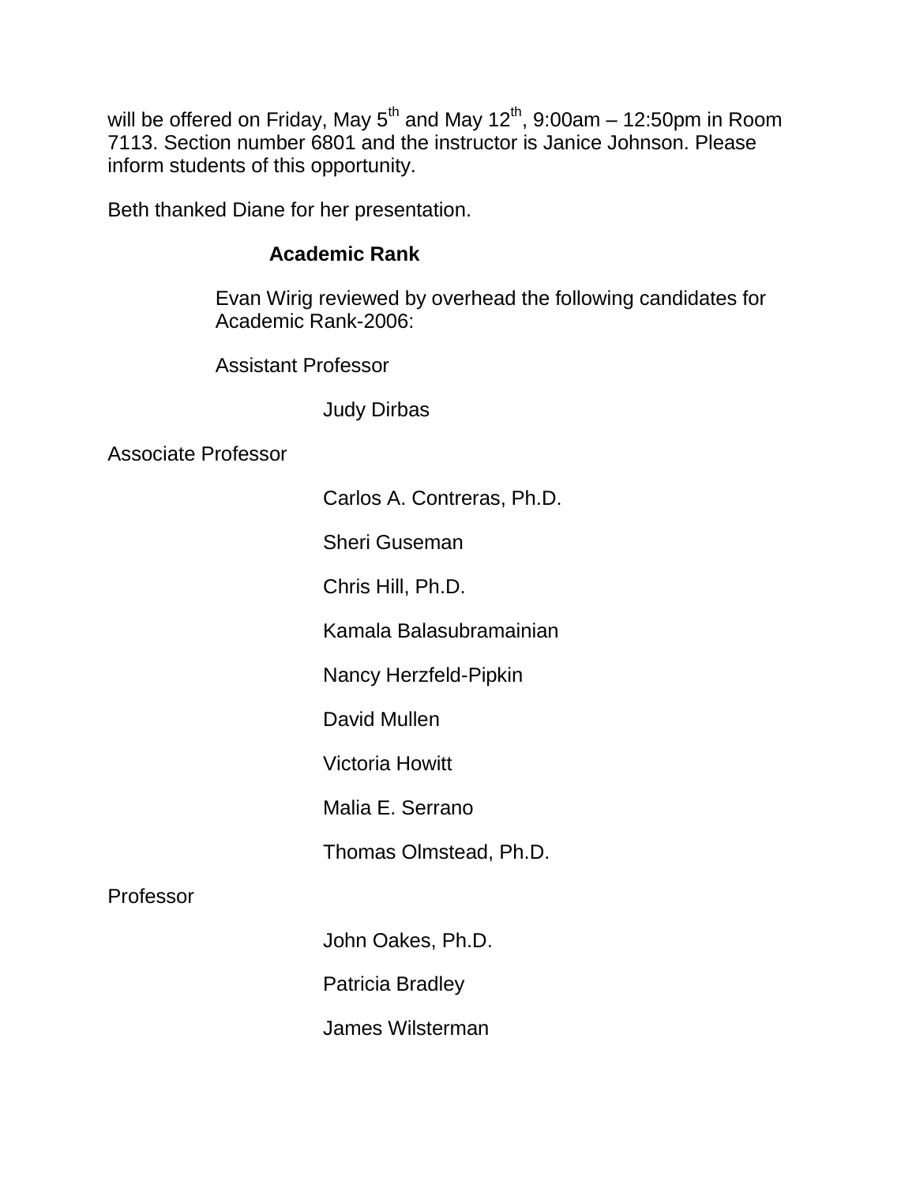will be offered on Friday, May 5th and May 12th, 9:00am – 12:50pm in Room 7113. Section number 6801 and the instructor is Janice Johnson. Please inform students of this opportunity.

Beth thanked Diane for her presentation.

**Academic Rank**

Evan Wirig reviewed by overhead the following candidates for Academic Rank-2006:

Assistant Professor

- Judy Dirbas

Associate Professor

- Carlos A. Contreras, Ph.D.
- Sheri Guseman
- Chris Hill, Ph.D.
- Kamala Balasubramainian
- Nancy Herzfeld-Pipkin
- David Mullen
- Victoria Howitt
- Malia E. Serrano
- Thomas Olmstead, Ph.D.

Professor

- John Oakes, Ph.D.
- Patricia Bradley
- James Wilsterman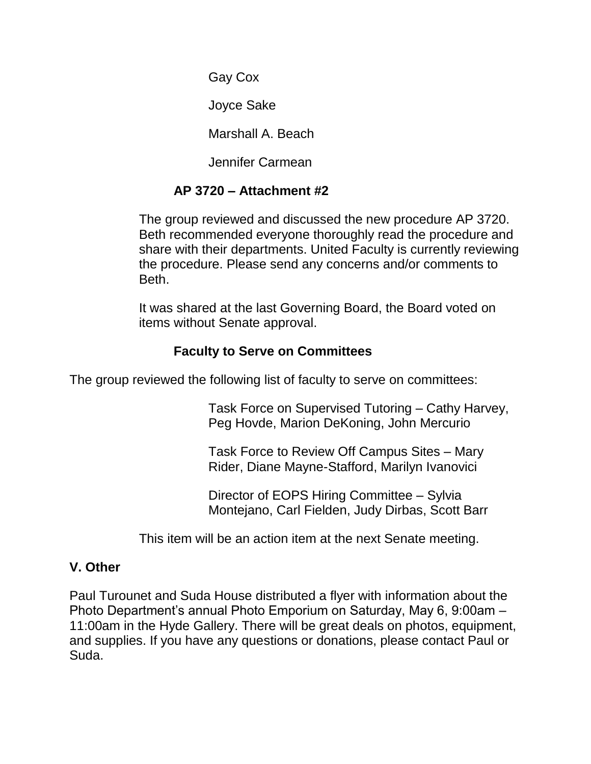Gay Cox

Joyce Sake

Marshall A. Beach

Jennifer Carmean

**AP 3720 – Attachment #2**

The group reviewed and discussed the new procedure AP 3720. Beth recommended everyone thoroughly read the procedure and share with their departments. United Faculty is currently reviewing the procedure. Please send any concerns and/or comments to Beth.

It was shared at the last Governing Board, the Board voted on items without Senate approval.

**Faculty to Serve on Committees**

The group reviewed the following list of faculty to serve on committees:

Task Force on Supervised Tutoring – Cathy Harvey, Peg Hovde, Marion DeKoning, John Mercurio

Task Force to Review Off Campus Sites – Mary Rider, Diane Mayne-Stafford, Marilyn Ivanovici

Director of EOPS Hiring Committee – Sylvia Montejano, Carl Fielden, Judy Dirbas, Scott Barr

This item will be an action item at the next Senate meeting.

**V. Other**

Paul Turounet and Suda House distributed a flyer with information about the Photo Department's annual Photo Emporium on Saturday, May 6, 9:00am – 11:00am in the Hyde Gallery. There will be great deals on photos, equipment, and supplies. If you have any questions or donations, please contact Paul or Suda.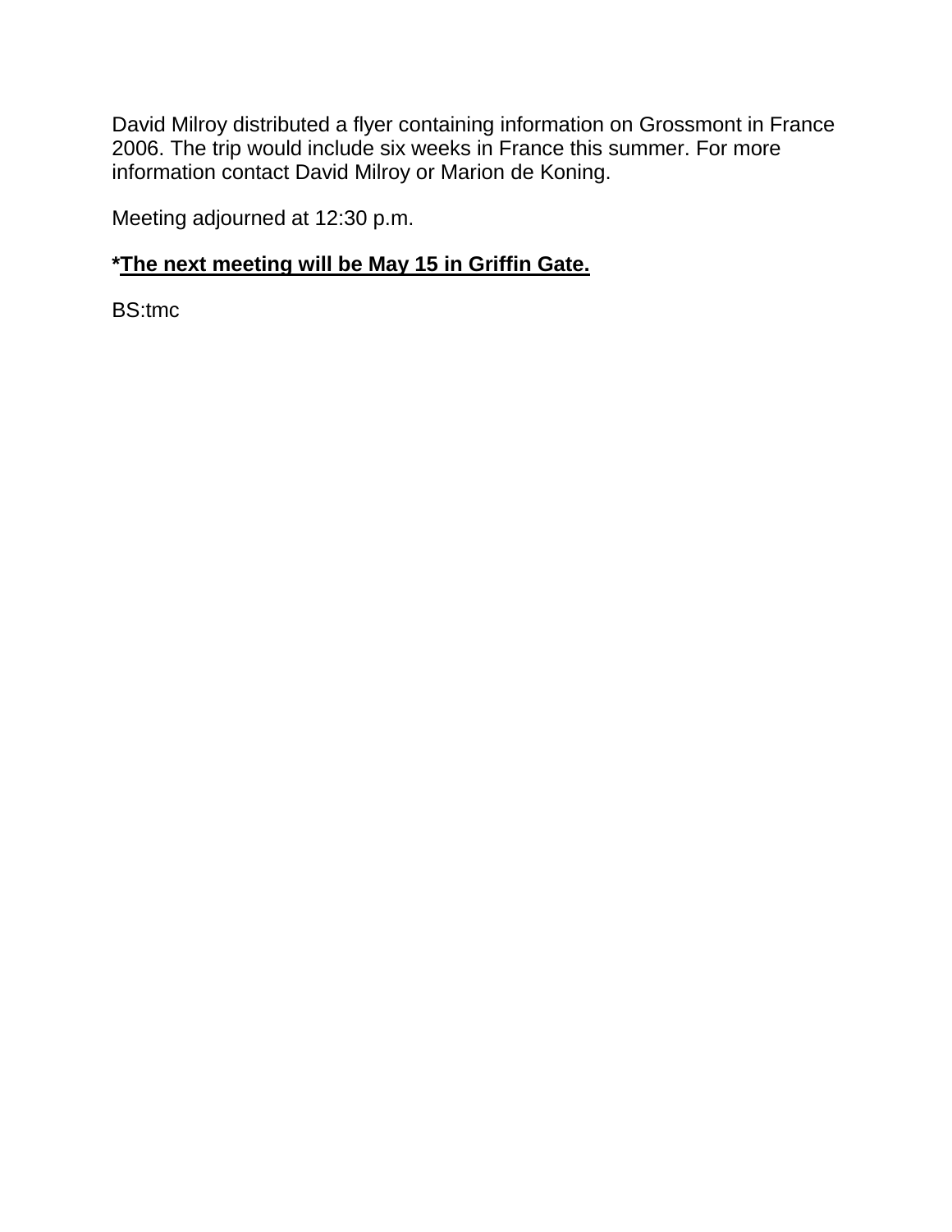David Milroy distributed a flyer containing information on Grossmont in France 2006. The trip would include six weeks in France this summer. For more information contact David Milroy or Marion de Koning.

Meeting adjourned at 12:30 p.m.

***<u>The next meeting will be May 15 in Griffin Gate.</u>***

BS:tmc